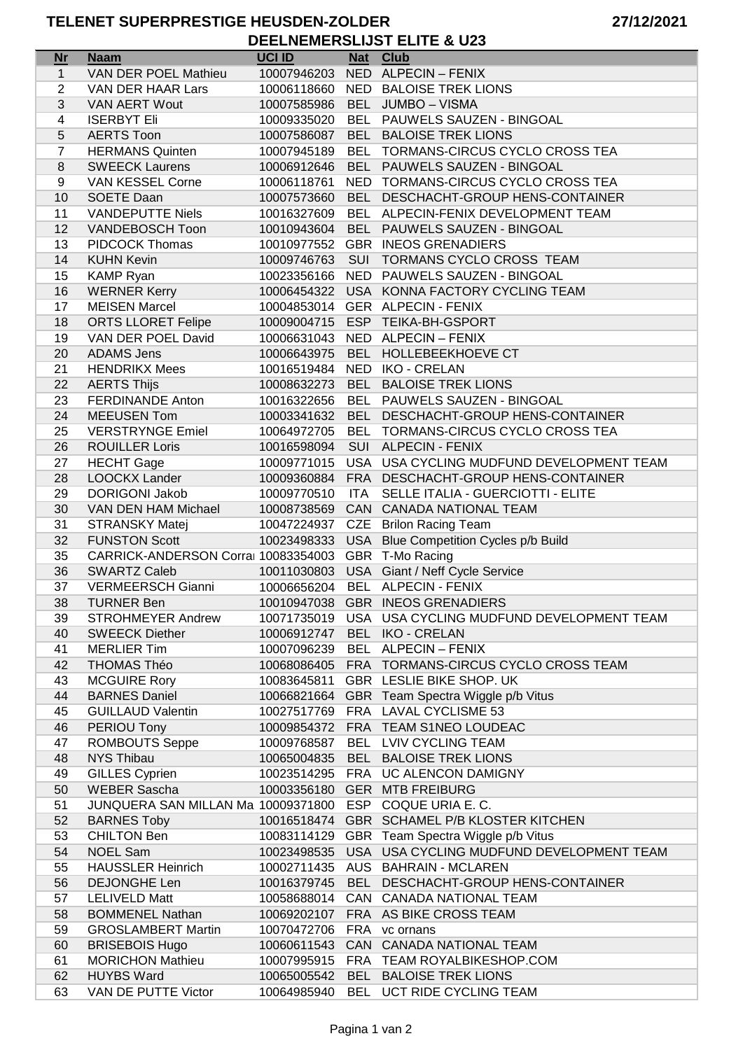# TELENET SUPERPRESTIGE HEUSDEN-ZOLDER

27/12/2021

## DEELNEMERSLIJST ELITE & U23

| Nr | Naam | UCI ID | Nat | Club |
|---|---|---|---|---|
| 1 | VAN DER POEL Mathieu | 10007946203 | NED | ALPECIN – FENIX |
| 2 | VAN DER HAAR Lars | 10006118660 | NED | BALOISE TREK LIONS |
| 3 | VAN AERT Wout | 10007585986 | BEL | JUMBO – VISMA |
| 4 | ISERBYT Eli | 10009335020 | BEL | PAUWELS SAUZEN - BINGOAL |
| 5 | AERTS Toon | 10007586087 | BEL | BALOISE TREK LIONS |
| 7 | HERMANS Quinten | 10007945189 | BEL | TORMANS-CIRCUS CYCLO CROSS TEA |
| 8 | SWEECK Laurens | 10006912646 | BEL | PAUWELS SAUZEN - BINGOAL |
| 9 | VAN KESSEL Corne | 10006118761 | NED | TORMANS-CIRCUS CYCLO CROSS TEA |
| 10 | SOETE Daan | 10007573660 | BEL | DESCHACHT-GROUP HENS-CONTAINER |
| 11 | VANDEPUTTE Niels | 10016327609 | BEL | ALPECIN-FENIX DEVELOPMENT TEAM |
| 12 | VANDEBOSCH Toon | 10010943604 | BEL | PAUWELS SAUZEN - BINGOAL |
| 13 | PIDCOCK Thomas | 10010977552 | GBR | INEOS GRENADIERS |
| 14 | KUHN Kevin | 10009746763 | SUI | TORMANS CYCLO CROSS TEAM |
| 15 | KAMP Ryan | 10023356166 | NED | PAUWELS SAUZEN - BINGOAL |
| 16 | WERNER Kerry | 10006454322 | USA | KONNA FACTORY CYCLING TEAM |
| 17 | MEISEN Marcel | 10004853014 | GER | ALPECIN - FENIX |
| 18 | ORTS LLORET Felipe | 10009004715 | ESP | TEIKA-BH-GSPORT |
| 19 | VAN DER POEL David | 10006631043 | NED | ALPECIN – FENIX |
| 20 | ADAMS Jens | 10006643975 | BEL | HOLLEBEEKHOEVE CT |
| 21 | HENDRIKX Mees | 10016519484 | NED | IKO - CRELAN |
| 22 | AERTS Thijs | 10008632273 | BEL | BALOISE TREK LIONS |
| 23 | FERDINANDE Anton | 10016322656 | BEL | PAUWELS SAUZEN - BINGOAL |
| 24 | MEEUSEN Tom | 10003341632 | BEL | DESCHACHT-GROUP HENS-CONTAINER |
| 25 | VERSTRYNGE Emiel | 10064972705 | BEL | TORMANS-CIRCUS CYCLO CROSS TEA |
| 26 | ROUILLER Loris | 10016598094 | SUI | ALPECIN - FENIX |
| 27 | HECHT Gage | 10009771015 | USA | USA CYCLING MUDFUND DEVELOPMENT TEAM |
| 28 | LOOCKX Lander | 10009360884 | FRA | DESCHACHT-GROUP HENS-CONTAINER |
| 29 | DORIGONI Jakob | 10009770510 | ITA | SELLE ITALIA - GUERCIOTTI - ELITE |
| 30 | VAN DEN HAM Michael | 10008738569 | CAN | CANADA NATIONAL TEAM |
| 31 | STRANSKY Matej | 10047224937 | CZE | Brilon Racing Team |
| 32 | FUNSTON Scott | 10023498333 | USA | Blue Competition Cycles p/b Build |
| 35 | CARRICK-ANDERSON Corra | 10083354003 | GBR | T-Mo Racing |
| 36 | SWARTZ Caleb | 10011030803 | USA | Giant / Neff Cycle Service |
| 37 | VERMEERSCH Gianni | 10006656204 | BEL | ALPECIN - FENIX |
| 38 | TURNER Ben | 10010947038 | GBR | INEOS GRENADIERS |
| 39 | STROHMEYER Andrew | 10071735019 | USA | USA CYCLING MUDFUND DEVELOPMENT TEAM |
| 40 | SWEECK Diether | 10006912747 | BEL | IKO - CRELAN |
| 41 | MERLIER Tim | 10007096239 | BEL | ALPECIN – FENIX |
| 42 | THOMAS Théo | 10068086405 | FRA | TORMANS-CIRCUS CYCLO CROSS TEAM |
| 43 | MCGUIRE Rory | 10083645811 | GBR | LESLIE BIKE SHOP. UK |
| 44 | BARNES Daniel | 10066821664 | GBR | Team Spectra Wiggle p/b Vitus |
| 45 | GUILLAUD Valentin | 10027517769 | FRA | LAVAL CYCLISME 53 |
| 46 | PERIOU Tony | 10009854372 | FRA | TEAM S1NEO LOUDEAC |
| 47 | ROMBOUTS Seppe | 10009768587 | BEL | LVIV CYCLING TEAM |
| 48 | NYS Thibau | 10065004835 | BEL | BALOISE TREK LIONS |
| 49 | GILLES Cyprien | 10023514295 | FRA | UC ALENCON DAMIGNY |
| 50 | WEBER Sascha | 10003356180 | GER | MTB FREIBURG |
| 51 | JUNQUERA SAN MILLAN Ma | 10009371800 | ESP | COQUE URIA E. C. |
| 52 | BARNES Toby | 10016518474 | GBR | SCHAMEL P/B KLOSTER KITCHEN |
| 53 | CHILTON Ben | 10083114129 | GBR | Team Spectra Wiggle p/b Vitus |
| 54 | NOEL Sam | 10023498535 | USA | USA CYCLING MUDFUND DEVELOPMENT TEAM |
| 55 | HAUSSLER Heinrich | 10002711435 | AUS | BAHRAIN - MCLAREN |
| 56 | DEJONGHE Len | 10016379745 | BEL | DESCHACHT-GROUP HENS-CONTAINER |
| 57 | LELIVELD Matt | 10058688014 | CAN | CANADA NATIONAL TEAM |
| 58 | BOMMENEL Nathan | 10069202107 | FRA | AS BIKE CROSS TEAM |
| 59 | GROSLAMBERT Martin | 10070472706 | FRA | vc ornans |
| 60 | BRISEBOIS Hugo | 10060611543 | CAN | CANADA NATIONAL TEAM |
| 61 | MORICHON Mathieu | 10007995915 | FRA | TEAM ROYALBIKESHOP.COM |
| 62 | HUYBS Ward | 10065005542 | BEL | BALOISE TREK LIONS |
| 63 | VAN DE PUTTE Victor | 10064985940 | BEL | UCT RIDE CYCLING TEAM |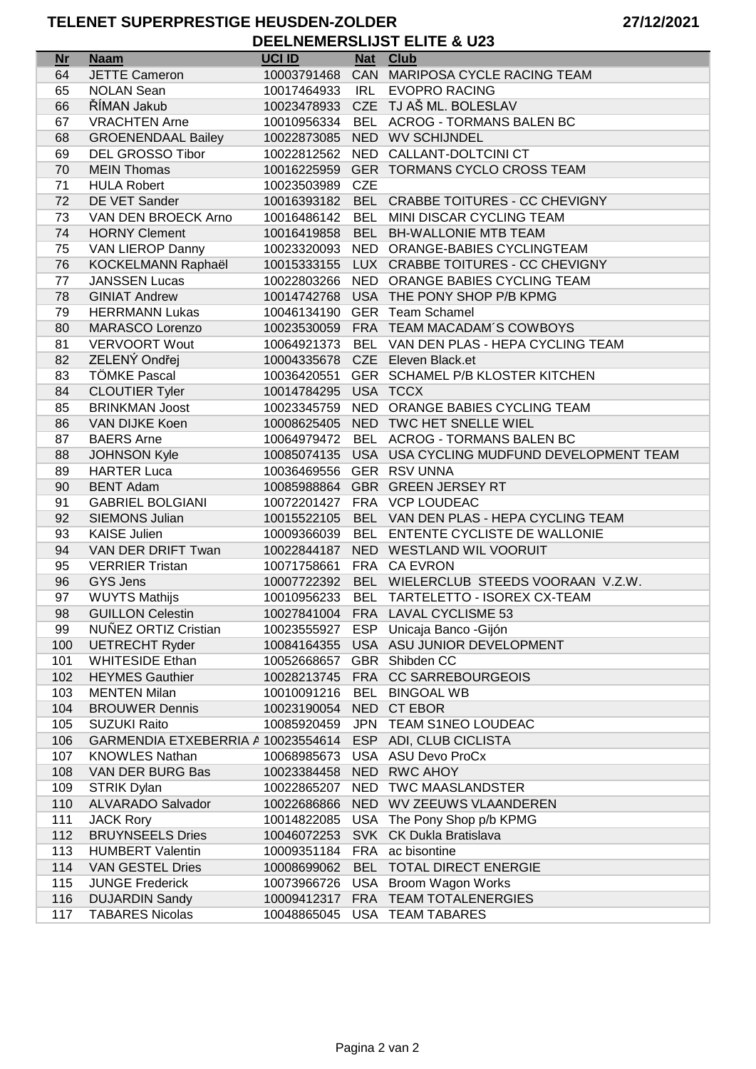# TELENET SUPERPRESTIGE HEUSDEN-ZOLDER

27/12/2021

## DEELNEMERSLIJST ELITE & U23

| Nr | Naam | UCI ID | Nat | Club |
|---|---|---|---|---|
| 64 | JETTE Cameron | 10003791468 | CAN | MARIPOSA CYCLE RACING TEAM |
| 65 | NOLAN Sean | 10017464933 | IRL | EVOPRO RACING |
| 66 | ŘÍMAN Jakub | 10023478933 | CZE | TJ AŠ ML. BOLESLAV |
| 67 | VRACHTEN Arne | 10010956334 | BEL | ACROG - TORMANS BALEN BC |
| 68 | GROENENDAAL Bailey | 10022873085 | NED | WV SCHIJNDEL |
| 69 | DEL GROSSO Tibor | 10022812562 | NED | CALLANT-DOLTCINI CT |
| 70 | MEIN Thomas | 10016225959 | GER | TORMANS CYCLO CROSS TEAM |
| 71 | HULA Robert | 10023503989 | CZE | |
| 72 | DE VET Sander | 10016393182 | BEL | CRABBE TOITURES - CC CHEVIGNY |
| 73 | VAN DEN BROECK Arno | 10016486142 | BEL | MINI DISCAR CYCLING TEAM |
| 74 | HORNY Clement | 10016419858 | BEL | BH-WALLONIE MTB TEAM |
| 75 | VAN LIEROP Danny | 10023320093 | NED | ORANGE-BABIES CYCLINGTEAM |
| 76 | KOCKELMANN Raphaël | 10015333155 | LUX | CRABBE TOITURES - CC CHEVIGNY |
| 77 | JANSSEN Lucas | 10022803266 | NED | ORANGE BABIES CYCLING TEAM |
| 78 | GINIAT Andrew | 10014742768 | USA | THE PONY SHOP P/B KPMG |
| 79 | HERRMANN Lukas | 10046134190 | GER | Team Schamel |
| 80 | MARASCO Lorenzo | 10023530059 | FRA | TEAM MACADAM´S COWBOYS |
| 81 | VERVOORT Wout | 10064921373 | BEL | VAN DEN PLAS - HEPA CYCLING TEAM |
| 82 | ZELENÝ Ondřej | 10004335678 | CZE | Eleven Black.et |
| 83 | TÖMKE Pascal | 10036420551 | GER | SCHAMEL P/B KLOSTER KITCHEN |
| 84 | CLOUTIER Tyler | 10014784295 | USA | TCCX |
| 85 | BRINKMAN Joost | 10023345759 | NED | ORANGE BABIES CYCLING TEAM |
| 86 | VAN DIJKE Koen | 10008625405 | NED | TWC HET SNELLE WIEL |
| 87 | BAERS Arne | 10064979472 | BEL | ACROG - TORMANS BALEN BC |
| 88 | JOHNSON Kyle | 10085074135 | USA | USA CYCLING MUDFUND DEVELOPMENT TEAM |
| 89 | HARTER Luca | 10036469556 | GER | RSV UNNA |
| 90 | BENT Adam | 10085988864 | GBR | GREEN JERSEY RT |
| 91 | GABRIEL BOLGIANI | 10072201427 | FRA | VCP LOUDEAC |
| 92 | SIEMONS Julian | 10015522105 | BEL | VAN DEN PLAS - HEPA CYCLING TEAM |
| 93 | KAISE Julien | 10009366039 | BEL | ENTENTE CYCLISTE DE WALLONIE |
| 94 | VAN DER DRIFT Twan | 10022844187 | NED | WESTLAND WIL VOORUIT |
| 95 | VERRIER Tristan | 10071758661 | FRA | CA EVRON |
| 96 | GYS Jens | 10007722392 | BEL | WIELERCLUB STEEDS VOORAAN V.Z.W. |
| 97 | WUYTS Mathijs | 10010956233 | BEL | TARTELETTO - ISOREX CX-TEAM |
| 98 | GUILLON Celestin | 10027841004 | FRA | LAVAL CYCLISME 53 |
| 99 | NUÑEZ ORTIZ Cristian | 10023555927 | ESP | Unicaja Banco -Gijón |
| 100 | UETRECHT Ryder | 10084164355 | USA | ASU JUNIOR DEVELOPMENT |
| 101 | WHITESIDE Ethan | 10052668657 | GBR | Shibden CC |
| 102 | HEYMES Gauthier | 10028213745 | FRA | CC SARREBOURGEOIS |
| 103 | MENTEN Milan | 10010091216 | BEL | BINGOAL WB |
| 104 | BROUWER Dennis | 10023190054 | NED | CT EBOR |
| 105 | SUZUKI Raito | 10085920459 | JPN | TEAM S1NEO LOUDEAC |
| 106 | GARMENDIA ETXEBERRIA A | 10023554614 | ESP | ADI, CLUB CICLISTA |
| 107 | KNOWLES Nathan | 10068985673 | USA | ASU Devo ProCx |
| 108 | VAN DER BURG Bas | 10023384458 | NED | RWC AHOY |
| 109 | STRIK Dylan | 10022865207 | NED | TWC MAASLANDSTER |
| 110 | ALVARADO Salvador | 10022686866 | NED | WV ZEEUWS VLAANDEREN |
| 111 | JACK Rory | 10014822085 | USA | The Pony Shop p/b KPMG |
| 112 | BRUYNSEELS Dries | 10046072253 | SVK | CK Dukla Bratislava |
| 113 | HUMBERT Valentin | 10009351184 | FRA | ac bisontine |
| 114 | VAN GESTEL Dries | 10008699062 | BEL | TOTAL DIRECT ENERGIE |
| 115 | JUNGE Frederick | 10073966726 | USA | Broom Wagon Works |
| 116 | DUJARDIN Sandy | 10009412317 | FRA | TEAM TOTALENERGIES |
| 117 | TABARES Nicolas | 10048865045 | USA | TEAM TABARES |